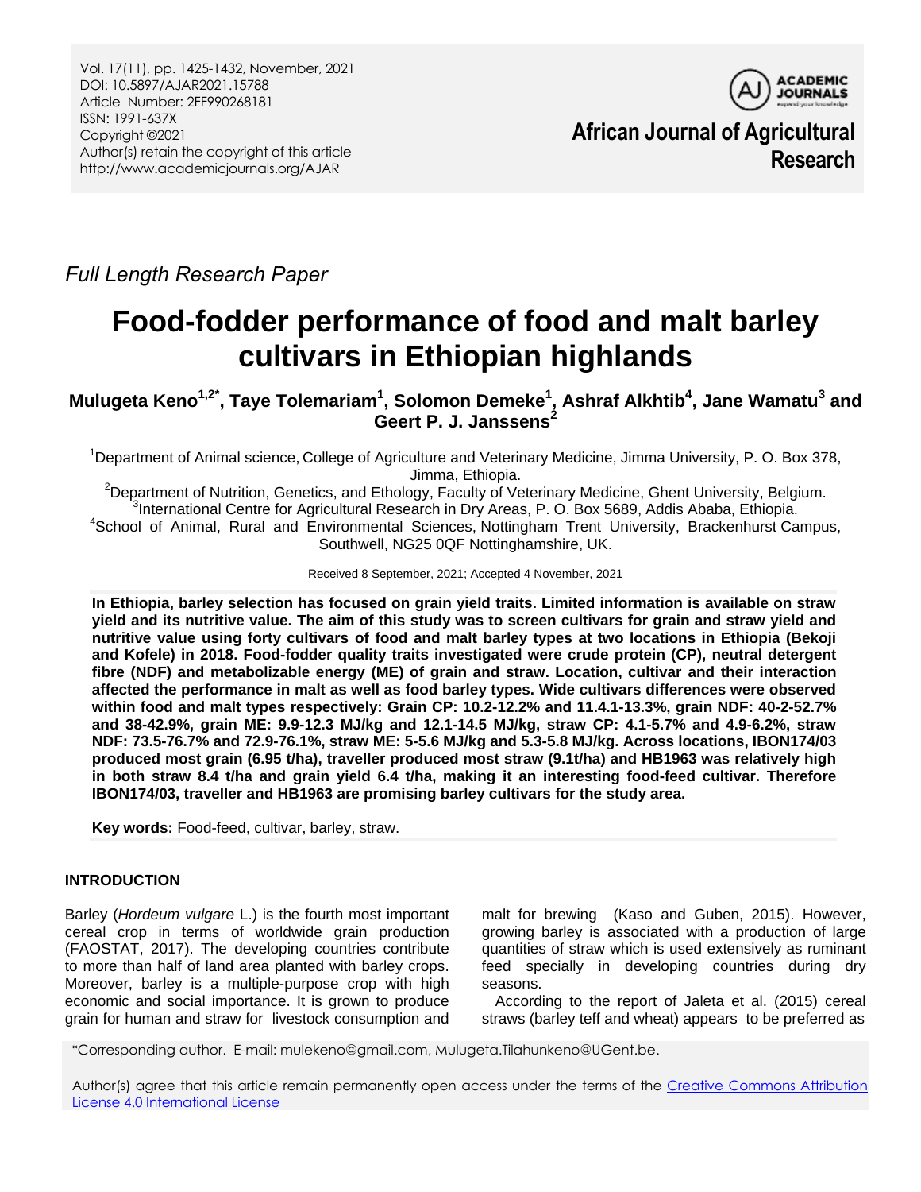*Full Length Research Paper*

# Food-fodder performance of food and malt barley cultivars in Ethiopian highlands

**Mulugeta Keno[1,2*], Taye Tolemariam[1], Solomon Demeke[1], Ashraf Alkhtib[4], Jane Wamatu[3] and Geert P. J. Janssens[2]**

[1]Department of Animal science, College of Agriculture and Veterinary Medicine, Jimma University, P. O. Box 378, Jimma, Ethiopia.

[2]Department of Nutrition, Genetics, and Ethology, Faculty of Veterinary Medicine, Ghent University, Belgium.

[3]International Centre for Agricultural Research in Dry Areas, P. O. Box 5689, Addis Ababa, Ethiopia.

[4]School of Animal, Rural and Environmental Sciences, Nottingham Trent University, Brackenhurst Campus, Southwell, NG25 0QF Nottinghamshire, UK.

Received 8 September, 2021; Accepted 4 November, 2021

**In Ethiopia, barley selection has focused on grain yield traits. Limited information is available on straw yield and its nutritive value. The aim of this study was to screen cultivars for grain and straw yield and nutritive value using forty cultivars of food and malt barley types at two locations in Ethiopia (Bekoji and Kofele) in 2018. Food-fodder quality traits investigated were crude protein (CP), neutral detergent fibre (NDF) and metabolizable energy (ME) of grain and straw. Location, cultivar and their interaction affected the performance in malt as well as food barley types. Wide cultivars differences were observed within food and malt types respectively: Grain CP: 10.2-12.2% and 11.4.1-13.3%, grain NDF: 40-2-52.7% and 38-42.9%, grain ME: 9.9-12.3 MJ/kg and 12.1-14.5 MJ/kg, straw CP: 4.1-5.7% and 4.9-6.2%, straw NDF: 73.5-76.7% and 72.9-76.1%, straw ME: 5-5.6 MJ/kg and 5.3-5.8 MJ/kg. Across locations, IBON174/03 produced most grain (6.95 t/ha), traveller produced most straw (9.1t/ha) and HB1963 was relatively high in both straw 8.4 t/ha and grain yield 6.4 t/ha, making it an interesting food-feed cultivar. Therefore IBON174/03, traveller and HB1963 are promising barley cultivars for the study area.**

**Key words:** Food-feed, cultivar, barley, straw.

## INTRODUCTION

Barley (*Hordeum vulgare* L.) is the fourth most important cereal crop in terms of worldwide grain production (FAOSTAT, 2017). The developing countries contribute to more than half of land area planted with barley crops. Moreover, barley is a multiple-purpose crop with high economic and social importance. It is grown to produce grain for human and straw for livestock consumption and malt for brewing (Kaso and Guben, 2015). However, growing barley is associated with a production of large quantities of straw which is used extensively as ruminant feed specially in developing countries during dry seasons.

According to the report of Jaleta et al. (2015) cereal straws (barley teff and wheat) appears to be preferred as

*Corresponding author. E-mail: mulekeno@gmail.com, Mulugeta.Tilahunkeno@UGent.be.

Author(s) agree that this article remain permanently open access under the terms of the Creative Commons Attribution License 4.0 International License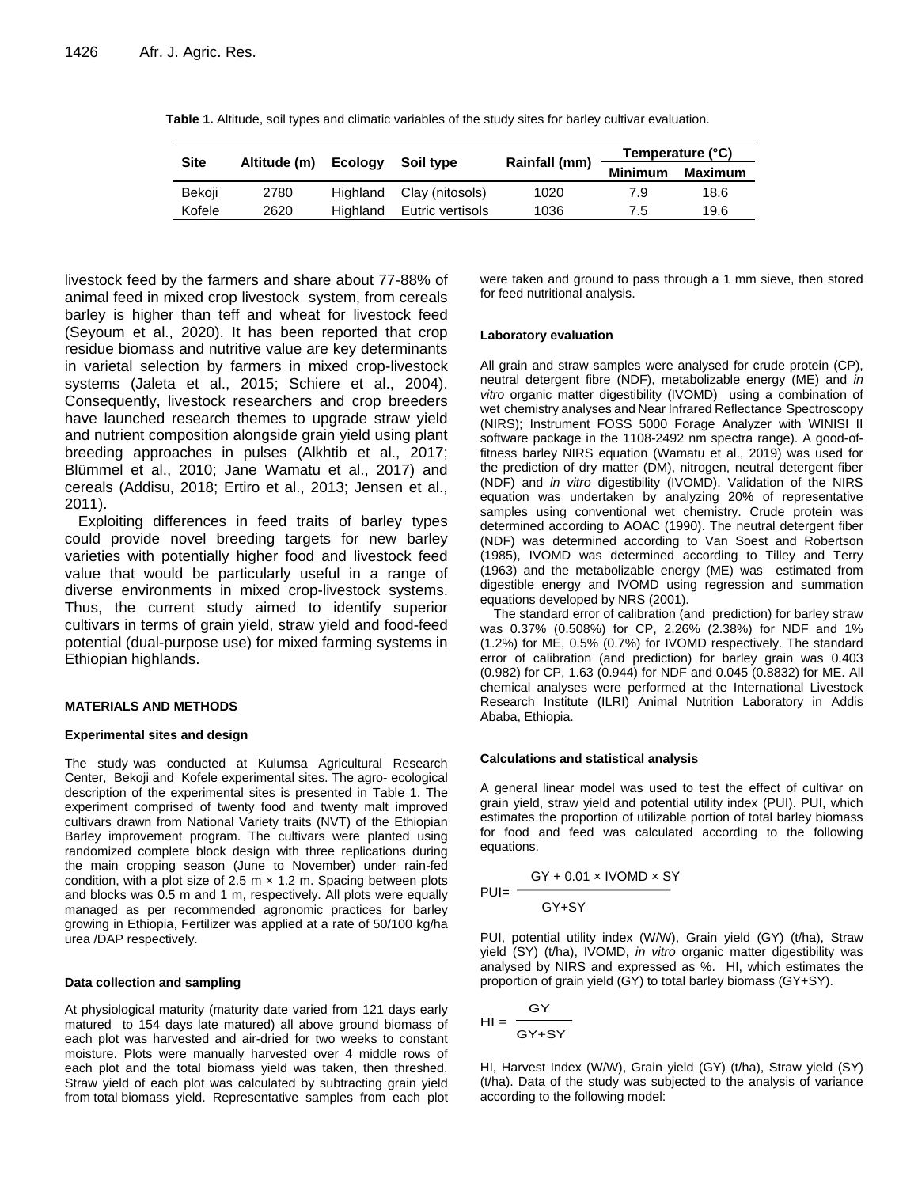**Table 1.** Altitude, soil types and climatic variables of the study sites for barley cultivar evaluation.

| Site | Altitude (m) | Ecology | Soil type | Rainfall (mm) | Temperature (°C) | |
|---|---|---|---|---|---|---|
| | | | | | Minimum | Maximum |
| Bekoji | 2780 | Highland | Clay (nitosols) | 1020 | 7.9 | 18.6 |
| Kofele | 2620 | Highland | Eutric vertisols | 1036 | 7.5 | 19.6 |

livestock feed by the farmers and share about 77-88% of animal feed in mixed crop livestock system, from cereals barley is higher than teff and wheat for livestock feed (Seyoum et al., 2020). It has been reported that crop residue biomass and nutritive value are key determinants in varietal selection by farmers in mixed crop-livestock systems (Jaleta et al., 2015; Schiere et al., 2004). Consequently, livestock researchers and crop breeders have launched research themes to upgrade straw yield and nutrient composition alongside grain yield using plant breeding approaches in pulses (Alkhtib et al., 2017; Blümmel et al., 2010; Jane Wamatu et al., 2017) and cereals (Addisu, 2018; Ertiro et al., 2013; Jensen et al., 2011).

Exploiting differences in feed traits of barley types could provide novel breeding targets for new barley varieties with potentially higher food and livestock feed value that would be particularly useful in a range of diverse environments in mixed crop-livestock systems. Thus, the current study aimed to identify superior cultivars in terms of grain yield, straw yield and food-feed potential (dual-purpose use) for mixed farming systems in Ethiopian highlands.

## MATERIALS AND METHODS

### Experimental sites and design

The study was conducted at Kulumsa Agricultural Research Center, Bekoji and Kofele experimental sites. The agro- ecological description of the experimental sites is presented in Table 1. The experiment comprised of twenty food and twenty malt improved cultivars drawn from National Variety traits (NVT) of the Ethiopian Barley improvement program. The cultivars were planted using randomized complete block design with three replications during the main cropping season (June to November) under rain-fed condition, with a plot size of 2.5 m × 1.2 m. Spacing between plots and blocks was 0.5 m and 1 m, respectively. All plots were equally managed as per recommended agronomic practices for barley growing in Ethiopia, Fertilizer was applied at a rate of 50/100 kg/ha urea /DAP respectively.

### Data collection and sampling

At physiological maturity (maturity date varied from 121 days early matured to 154 days late matured) all above ground biomass of each plot was harvested and air-dried for two weeks to constant moisture. Plots were manually harvested over 4 middle rows of each plot and the total biomass yield was taken, then threshed. Straw yield of each plot was calculated by subtracting grain yield from total biomass yield. Representative samples from each plot were taken and ground to pass through a 1 mm sieve, then stored for feed nutritional analysis.

### Laboratory evaluation

All grain and straw samples were analysed for crude protein (CP), neutral detergent fibre (NDF), metabolizable energy (ME) and *in vitro* organic matter digestibility (IVOMD) using a combination of wet chemistry analyses and Near Infrared Reflectance Spectroscopy (NIRS); Instrument FOSS 5000 Forage Analyzer with WINISI II software package in the 1108-2492 nm spectra range). A good-of-fitness barley NIRS equation (Wamatu et al., 2019) was used for the prediction of dry matter (DM), nitrogen, neutral detergent fiber (NDF) and *in vitro* digestibility (IVOMD). Validation of the NIRS equation was undertaken by analyzing 20% of representative samples using conventional wet chemistry. Crude protein was determined according to AOAC (1990). The neutral detergent fiber (NDF) was determined according to Van Soest and Robertson (1985), IVOMD was determined according to Tilley and Terry (1963) and the metabolizable energy (ME) was estimated from digestible energy and IVOMD using regression and summation equations developed by NRS (2001).

The standard error of calibration (and prediction) for barley straw was 0.37% (0.508%) for CP, 2.26% (2.38%) for NDF and 1% (1.2%) for ME, 0.5% (0.7%) for IVOMD respectively. The standard error of calibration (and prediction) for barley grain was 0.403 (0.982) for CP, 1.63 (0.944) for NDF and 0.045 (0.8832) for ME. All chemical analyses were performed at the International Livestock Research Institute (ILRI) Animal Nutrition Laboratory in Addis Ababa, Ethiopia.

### Calculations and statistical analysis

A general linear model was used to test the effect of cultivar on grain yield, straw yield and potential utility index (PUI). PUI, which estimates the proportion of utilizable portion of total barley biomass for food and feed was calculated according to the following equations.

$$PUI = \frac{GY + 0.01 \times IVOMD \times SY}{GY + SY}$$

PUI, potential utility index (W/W), Grain yield (GY) (t/ha), Straw yield (SY) (t/ha), IVOMD, *in vitro* organic matter digestibility was analysed by NIRS and expressed as %. HI, which estimates the proportion of grain yield (GY) to total barley biomass (GY+SY).

$$HI = \frac{GY}{GY + SY}$$

HI, Harvest Index (W/W), Grain yield (GY) (t/ha), Straw yield (SY) (t/ha). Data of the study was subjected to the analysis of variance according to the following model: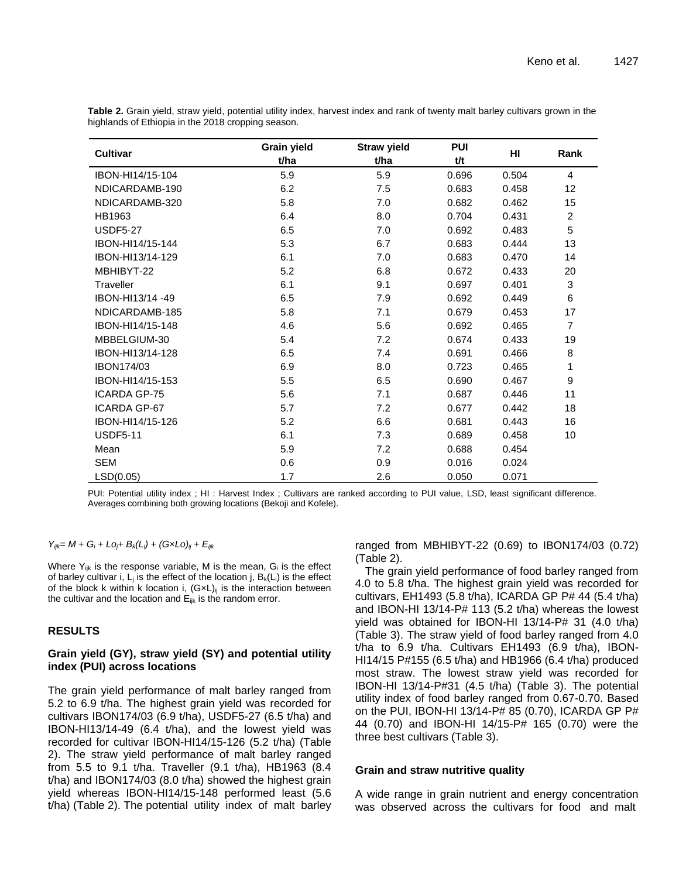**Table 2.** Grain yield, straw yield, potential utility index, harvest index and rank of twenty malt barley cultivars grown in the highlands of Ethiopia in the 2018 cropping season.

| Cultivar | Grain yield t/ha | Straw yield t/ha | PUI t/t | HI | Rank |
|---|---|---|---|---|---|
| IBON-HI14/15-104 | 5.9 | 5.9 | 0.696 | 0.504 | 4 |
| NDICARDAMB-190 | 6.2 | 7.5 | 0.683 | 0.458 | 12 |
| NDICARDAMB-320 | 5.8 | 7.0 | 0.682 | 0.462 | 15 |
| HB1963 | 6.4 | 8.0 | 0.704 | 0.431 | 2 |
| USDF5-27 | 6.5 | 7.0 | 0.692 | 0.483 | 5 |
| IBON-HI14/15-144 | 5.3 | 6.7 | 0.683 | 0.444 | 13 |
| IBON-HI13/14-129 | 6.1 | 7.0 | 0.683 | 0.470 | 14 |
| MBHIBYT-22 | 5.2 | 6.8 | 0.672 | 0.433 | 20 |
| Traveller | 6.1 | 9.1 | 0.697 | 0.401 | 3 |
| IBON-HI13/14 -49 | 6.5 | 7.9 | 0.692 | 0.449 | 6 |
| NDICARDAMB-185 | 5.8 | 7.1 | 0.679 | 0.453 | 17 |
| IBON-HI14/15-148 | 4.6 | 5.6 | 0.692 | 0.465 | 7 |
| MBBELGIUM-30 | 5.4 | 7.2 | 0.674 | 0.433 | 19 |
| IBON-HI13/14-128 | 6.5 | 7.4 | 0.691 | 0.466 | 8 |
| IBON174/03 | 6.9 | 8.0 | 0.723 | 0.465 | 1 |
| IBON-HI14/15-153 | 5.5 | 6.5 | 0.690 | 0.467 | 9 |
| ICARDA GP-75 | 5.6 | 7.1 | 0.687 | 0.446 | 11 |
| ICARDA GP-67 | 5.7 | 7.2 | 0.677 | 0.442 | 18 |
| IBON-HI14/15-126 | 5.2 | 6.6 | 0.681 | 0.443 | 16 |
| USDF5-11 | 6.1 | 7.3 | 0.689 | 0.458 | 10 |
| Mean | 5.9 | 7.2 | 0.688 | 0.454 | |
| SEM | 0.6 | 0.9 | 0.016 | 0.024 | |
| LSD(0.05) | 1.7 | 2.6 | 0.050 | 0.071 | |

PUI: Potential utility index ; HI : Harvest Index ; Cultivars are ranked according to PUI value, LSD, least significant difference. Averages combining both growing locations (Bekoji and Kofele).

$$Y_{ijk}= M + G_i + Lo_j+ B_k(L_i) + (G{\times}Lo)_{ij} + E_{ijk}$$

Where $Y_{ijk}$ is the response variable, M is the mean, $G_i$ is the effect of barley cultivar i, $L_j$ is the effect of the location j, $B_k(L_i)$ is the effect of the block k within k location i, $(G{\times}L)_{ij}$ is the interaction between the cultivar and the location and $E_{ijk}$ is the random error.

## RESULTS

### Grain yield (GY), straw yield (SY) and potential utility index (PUI) across locations

The grain yield performance of malt barley ranged from 5.2 to 6.9 t/ha. The highest grain yield was recorded for cultivars IBON174/03 (6.9 t/ha), USDF5-27 (6.5 t/ha) and IBON-HI13/14-49 (6.4 t/ha), and the lowest yield was recorded for cultivar IBON-HI14/15-126 (5.2 t/ha) (Table 2). The straw yield performance of malt barley ranged from 5.5 to 9.1 t/ha. Traveller (9.1 t/ha), HB1963 (8.4 t/ha) and IBON174/03 (8.0 t/ha) showed the highest grain yield whereas IBON-HI14/15-148 performed least (5.6 t/ha) (Table 2). The potential utility index of malt barley ranged from MBHIBYT-22 (0.69) to IBON174/03 (0.72) (Table 2).

The grain yield performance of food barley ranged from 4.0 to 5.8 t/ha. The highest grain yield was recorded for cultivars, EH1493 (5.8 t/ha), ICARDA GP P# 44 (5.4 t/ha) and IBON-HI 13/14-P# 113 (5.2 t/ha) whereas the lowest yield was obtained for IBON-HI 13/14-P# 31 (4.0 t/ha) (Table 3). The straw yield of food barley ranged from 4.0 t/ha to 6.9 t/ha. Cultivars EH1493 (6.9 t/ha), IBON-HI14/15 P#155 (6.5 t/ha) and HB1966 (6.4 t/ha) produced most straw. The lowest straw yield was recorded for IBON-HI 13/14-P#31 (4.5 t/ha) (Table 3). The potential utility index of food barley ranged from 0.67-0.70. Based on the PUI, IBON-HI 13/14-P# 85 (0.70), ICARDA GP P# 44 (0.70) and IBON-HI 14/15-P# 165 (0.70) were the three best cultivars (Table 3).

### Grain and straw nutritive quality

A wide range in grain nutrient and energy concentration was observed across the cultivars for food and malt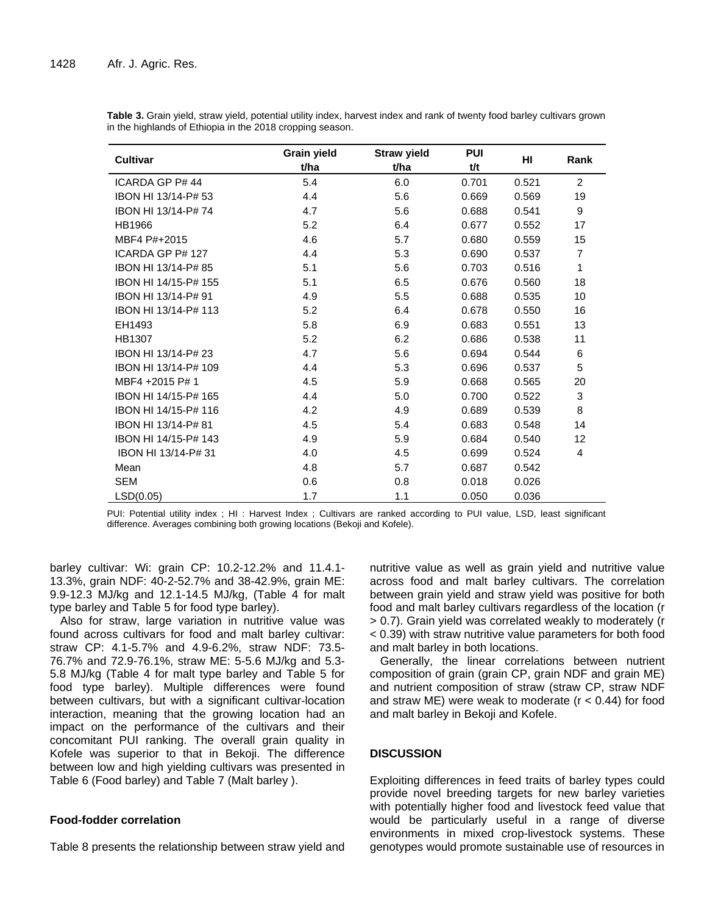**Table 3.** Grain yield, straw yield, potential utility index, harvest index and rank of twenty food barley cultivars grown in the highlands of Ethiopia in the 2018 cropping season.

| Cultivar | Grain yield t/ha | Straw yield t/ha | PUI t/t | HI | Rank |
|---|---|---|---|---|---|
| ICARDA GP P# 44 | 5.4 | 6.0 | 0.701 | 0.521 | 2 |
| IBON HI 13/14-P# 53 | 4.4 | 5.6 | 0.669 | 0.569 | 19 |
| IBON HI 13/14-P# 74 | 4.7 | 5.6 | 0.688 | 0.541 | 9 |
| HB1966 | 5.2 | 6.4 | 0.677 | 0.552 | 17 |
| MBF4 P#+2015 | 4.6 | 5.7 | 0.680 | 0.559 | 15 |
| ICARDA GP P# 127 | 4.4 | 5.3 | 0.690 | 0.537 | 7 |
| IBON HI 13/14-P# 85 | 5.1 | 5.6 | 0.703 | 0.516 | 1 |
| IBON HI 14/15-P# 155 | 5.1 | 6.5 | 0.676 | 0.560 | 18 |
| IBON HI 13/14-P# 91 | 4.9 | 5.5 | 0.688 | 0.535 | 10 |
| IBON HI 13/14-P# 113 | 5.2 | 6.4 | 0.678 | 0.550 | 16 |
| EH1493 | 5.8 | 6.9 | 0.683 | 0.551 | 13 |
| HB1307 | 5.2 | 6.2 | 0.686 | 0.538 | 11 |
| IBON HI 13/14-P# 23 | 4.7 | 5.6 | 0.694 | 0.544 | 6 |
| IBON HI 13/14-P# 109 | 4.4 | 5.3 | 0.696 | 0.537 | 5 |
| MBF4 +2015 P# 1 | 4.5 | 5.9 | 0.668 | 0.565 | 20 |
| IBON HI 14/15-P# 165 | 4.4 | 5.0 | 0.700 | 0.522 | 3 |
| IBON HI 14/15-P# 116 | 4.2 | 4.9 | 0.689 | 0.539 | 8 |
| IBON HI 13/14-P# 81 | 4.5 | 5.4 | 0.683 | 0.548 | 14 |
| IBON HI 14/15-P# 143 | 4.9 | 5.9 | 0.684 | 0.540 | 12 |
| IBON HI 13/14-P# 31 | 4.0 | 4.5 | 0.699 | 0.524 | 4 |
| Mean | 4.8 | 5.7 | 0.687 | 0.542 | |
| SEM | 0.6 | 0.8 | 0.018 | 0.026 | |
| LSD(0.05) | 1.7 | 1.1 | 0.050 | 0.036 | |

PUI: Potential utility index ; HI : Harvest Index ; Cultivars are ranked according to PUI value, LSD, least significant difference. Averages combining both growing locations (Bekoji and Kofele).

barley cultivar: Wi: grain CP: 10.2-12.2% and 11.4.1-13.3%, grain NDF: 40-2-52.7% and 38-42.9%, grain ME: 9.9-12.3 MJ/kg and 12.1-14.5 MJ/kg, (Table 4 for malt type barley and Table 5 for food type barley).

Also for straw, large variation in nutritive value was found across cultivars for food and malt barley cultivar: straw CP: 4.1-5.7% and 4.9-6.2%, straw NDF: 73.5-76.7% and 72.9-76.1%, straw ME: 5-5.6 MJ/kg and 5.3-5.8 MJ/kg (Table 4 for malt type barley and Table 5 for food type barley). Multiple differences were found between cultivars, but with a significant cultivar-location interaction, meaning that the growing location had an impact on the performance of the cultivars and their concomitant PUI ranking. The overall grain quality in Kofele was superior to that in Bekoji. The difference between low and high yielding cultivars was presented in Table 6 (Food barley) and Table 7 (Malt barley ).

### Food-fodder correlation

Table 8 presents the relationship between straw yield and nutritive value as well as grain yield and nutritive value across food and malt barley cultivars. The correlation between grain yield and straw yield was positive for both food and malt barley cultivars regardless of the location ($r > 0.7$). Grain yield was correlated weakly to moderately ($r < 0.39$) with straw nutritive value parameters for both food and malt barley in both locations.

Generally, the linear correlations between nutrient composition of grain (grain CP, grain NDF and grain ME) and nutrient composition of straw (straw CP, straw NDF and straw ME) were weak to moderate ($r < 0.44$) for food and malt barley in Bekoji and Kofele.

## DISCUSSION

Exploiting differences in feed traits of barley types could provide novel breeding targets for new barley varieties with potentially higher food and livestock feed value that would be particularly useful in a range of diverse environments in mixed crop-livestock systems. These genotypes would promote sustainable use of resources in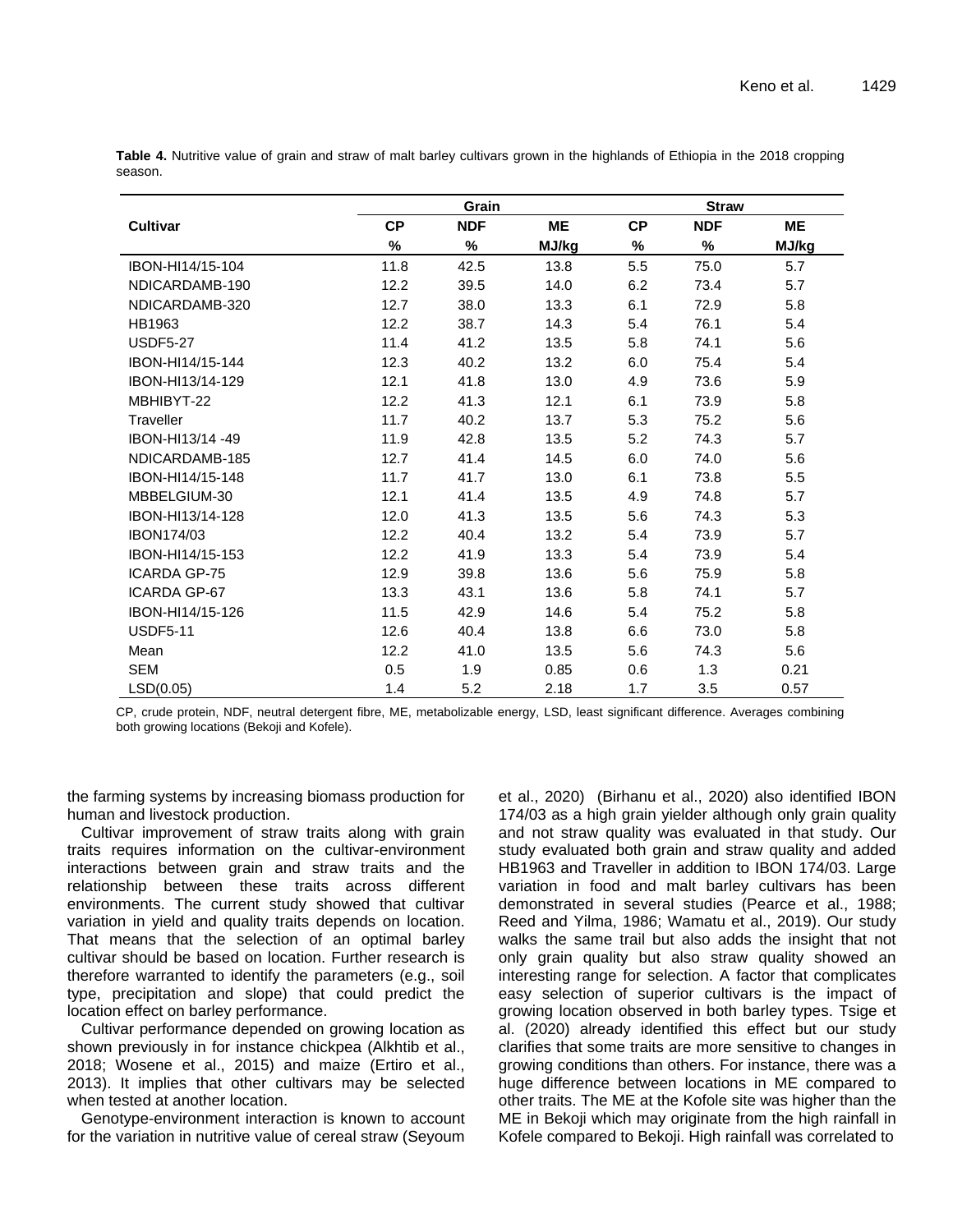**Table 4.** Nutritive value of grain and straw of malt barley cultivars grown in the highlands of Ethiopia in the 2018 cropping season.

| Cultivar | Grain | | | Straw | | |
|---|---|---|---|---|---|---|
| | CP | NDF | ME | CP | NDF | ME |
| | % | % | MJ/kg | % | % | MJ/kg |
| IBON-HI14/15-104 | 11.8 | 42.5 | 13.8 | 5.5 | 75.0 | 5.7 |
| NDICARDAMB-190 | 12.2 | 39.5 | 14.0 | 6.2 | 73.4 | 5.7 |
| NDICARDAMB-320 | 12.7 | 38.0 | 13.3 | 6.1 | 72.9 | 5.8 |
| HB1963 | 12.2 | 38.7 | 14.3 | 5.4 | 76.1 | 5.4 |
| USDF5-27 | 11.4 | 41.2 | 13.5 | 5.8 | 74.1 | 5.6 |
| IBON-HI14/15-144 | 12.3 | 40.2 | 13.2 | 6.0 | 75.4 | 5.4 |
| IBON-HI13/14-129 | 12.1 | 41.8 | 13.0 | 4.9 | 73.6 | 5.9 |
| MBHIBYT-22 | 12.2 | 41.3 | 12.1 | 6.1 | 73.9 | 5.8 |
| Traveller | 11.7 | 40.2 | 13.7 | 5.3 | 75.2 | 5.6 |
| IBON-HI13/14 -49 | 11.9 | 42.8 | 13.5 | 5.2 | 74.3 | 5.7 |
| NDICARDAMB-185 | 12.7 | 41.4 | 14.5 | 6.0 | 74.0 | 5.6 |
| IBON-HI14/15-148 | 11.7 | 41.7 | 13.0 | 6.1 | 73.8 | 5.5 |
| MBBELGIUM-30 | 12.1 | 41.4 | 13.5 | 4.9 | 74.8 | 5.7 |
| IBON-HI13/14-128 | 12.0 | 41.3 | 13.5 | 5.6 | 74.3 | 5.3 |
| IBON174/03 | 12.2 | 40.4 | 13.2 | 5.4 | 73.9 | 5.7 |
| IBON-HI14/15-153 | 12.2 | 41.9 | 13.3 | 5.4 | 73.9 | 5.4 |
| ICARDA GP-75 | 12.9 | 39.8 | 13.6 | 5.6 | 75.9 | 5.8 |
| ICARDA GP-67 | 13.3 | 43.1 | 13.6 | 5.8 | 74.1 | 5.7 |
| IBON-HI14/15-126 | 11.5 | 42.9 | 14.6 | 5.4 | 75.2 | 5.8 |
| USDF5-11 | 12.6 | 40.4 | 13.8 | 6.6 | 73.0 | 5.8 |
| Mean | 12.2 | 41.0 | 13.5 | 5.6 | 74.3 | 5.6 |
| SEM | 0.5 | 1.9 | 0.85 | 0.6 | 1.3 | 0.21 |
| LSD(0.05) | 1.4 | 5.2 | 2.18 | 1.7 | 3.5 | 0.57 |

CP, crude protein, NDF, neutral detergent fibre, ME, metabolizable energy, LSD, least significant difference. Averages combining both growing locations (Bekoji and Kofele).

the farming systems by increasing biomass production for human and livestock production.

Cultivar improvement of straw traits along with grain traits requires information on the cultivar-environment interactions between grain and straw traits and the relationship between these traits across different environments. The current study showed that cultivar variation in yield and quality traits depends on location. That means that the selection of an optimal barley cultivar should be based on location. Further research is therefore warranted to identify the parameters (e.g., soil type, precipitation and slope) that could predict the location effect on barley performance.

Cultivar performance depended on growing location as shown previously in for instance chickpea (Alkhtib et al., 2018; Wosene et al., 2015) and maize (Ertiro et al., 2013). It implies that other cultivars may be selected when tested at another location.

Genotype-environment interaction is known to account for the variation in nutritive value of cereal straw (Seyoum et al., 2020) (Birhanu et al., 2020) also identified IBON 174/03 as a high grain yielder although only grain quality and not straw quality was evaluated in that study. Our study evaluated both grain and straw quality and added HB1963 and Traveller in addition to IBON 174/03. Large variation in food and malt barley cultivars has been demonstrated in several studies (Pearce et al., 1988; Reed and Yilma, 1986; Wamatu et al., 2019). Our study walks the same trail but also adds the insight that not only grain quality but also straw quality showed an interesting range for selection. A factor that complicates easy selection of superior cultivars is the impact of growing location observed in both barley types. Tsige et al. (2020) already identified this effect but our study clarifies that some traits are more sensitive to changes in growing conditions than others. For instance, there was a huge difference between locations in ME compared to other traits. The ME at the Kofole site was higher than the ME in Bekoji which may originate from the high rainfall in Kofele compared to Bekoji. High rainfall was correlated to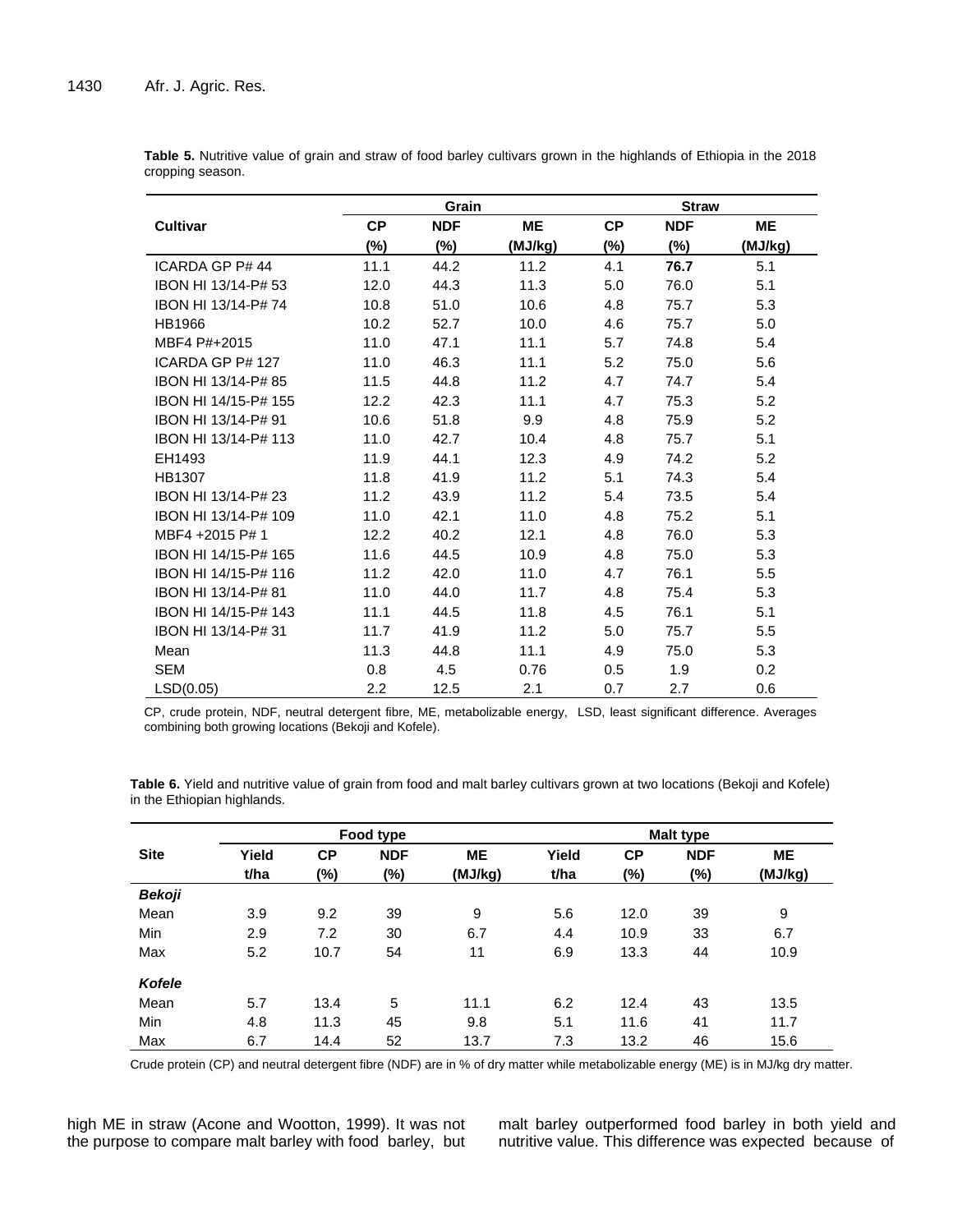**Table 5.** Nutritive value of grain and straw of food barley cultivars grown in the highlands of Ethiopia in the 2018 cropping season.

| Cultivar | Grain | | | Straw | | |
|---|---|---|---|---|---|---|
| | CP (%) | NDF (%) | ME (MJ/kg) | CP (%) | NDF (%) | ME (MJ/kg) |
| ICARDA GP P# 44 | 11.1 | 44.2 | 11.2 | 4.1 | **76.7** | 5.1 |
| IBON HI 13/14-P# 53 | 12.0 | 44.3 | 11.3 | 5.0 | 76.0 | 5.1 |
| IBON HI 13/14-P# 74 | 10.8 | 51.0 | 10.6 | 4.8 | 75.7 | 5.3 |
| HB1966 | 10.2 | 52.7 | 10.0 | 4.6 | 75.7 | 5.0 |
| MBF4 P#+2015 | 11.0 | 47.1 | 11.1 | 5.7 | 74.8 | 5.4 |
| ICARDA GP P# 127 | 11.0 | 46.3 | 11.1 | 5.2 | 75.0 | 5.6 |
| IBON HI 13/14-P# 85 | 11.5 | 44.8 | 11.2 | 4.7 | 74.7 | 5.4 |
| IBON HI 14/15-P# 155 | 12.2 | 42.3 | 11.1 | 4.7 | 75.3 | 5.2 |
| IBON HI 13/14-P# 91 | 10.6 | 51.8 | 9.9 | 4.8 | 75.9 | 5.2 |
| IBON HI 13/14-P# 113 | 11.0 | 42.7 | 10.4 | 4.8 | 75.7 | 5.1 |
| EH1493 | 11.9 | 44.1 | 12.3 | 4.9 | 74.2 | 5.2 |
| HB1307 | 11.8 | 41.9 | 11.2 | 5.1 | 74.3 | 5.4 |
| IBON HI 13/14-P# 23 | 11.2 | 43.9 | 11.2 | 5.4 | 73.5 | 5.4 |
| IBON HI 13/14-P# 109 | 11.0 | 42.1 | 11.0 | 4.8 | 75.2 | 5.1 |
| MBF4 +2015 P# 1 | 12.2 | 40.2 | 12.1 | 4.8 | 76.0 | 5.3 |
| IBON HI 14/15-P# 165 | 11.6 | 44.5 | 10.9 | 4.8 | 75.0 | 5.3 |
| IBON HI 14/15-P# 116 | 11.2 | 42.0 | 11.0 | 4.7 | 76.1 | 5.5 |
| IBON HI 13/14-P# 81 | 11.0 | 44.0 | 11.7 | 4.8 | 75.4 | 5.3 |
| IBON HI 14/15-P# 143 | 11.1 | 44.5 | 11.8 | 4.5 | 76.1 | 5.1 |
| IBON HI 13/14-P# 31 | 11.7 | 41.9 | 11.2 | 5.0 | 75.7 | 5.5 |
| Mean | 11.3 | 44.8 | 11.1 | 4.9 | 75.0 | 5.3 |
| SEM | 0.8 | 4.5 | 0.76 | 0.5 | 1.9 | 0.2 |
| LSD(0.05) | 2.2 | 12.5 | 2.1 | 0.7 | 2.7 | 0.6 |

CP, crude protein, NDF, neutral detergent fibre, ME, metabolizable energy, LSD, least significant difference. Averages combining both growing locations (Bekoji and Kofele).

**Table 6.** Yield and nutritive value of grain from food and malt barley cultivars grown at two locations (Bekoji and Kofele) in the Ethiopian highlands.

| Site | Food type | | | | Malt type | | | |
|---|---|---|---|---|---|---|---|---|
| | Yield t/ha | CP (%) | NDF (%) | ME (MJ/kg) | Yield t/ha | CP (%) | NDF (%) | ME (MJ/kg) |
| ***Bekoji*** | | | | | | | | |
| Mean | 3.9 | 9.2 | 39 | 9 | 5.6 | 12.0 | 39 | 9 |
| Min | 2.9 | 7.2 | 30 | 6.7 | 4.4 | 10.9 | 33 | 6.7 |
| Max | 5.2 | 10.7 | 54 | 11 | 6.9 | 13.3 | 44 | 10.9 |
| ***Kofele*** | | | | | | | | |
| Mean | 5.7 | 13.4 | 5 | 11.1 | 6.2 | 12.4 | 43 | 13.5 |
| Min | 4.8 | 11.3 | 45 | 9.8 | 5.1 | 11.6 | 41 | 11.7 |
| Max | 6.7 | 14.4 | 52 | 13.7 | 7.3 | 13.2 | 46 | 15.6 |

Crude protein (CP) and neutral detergent fibre (NDF) are in % of dry matter while metabolizable energy (ME) is in MJ/kg dry matter.

high ME in straw (Acone and Wootton, 1999). It was not the purpose to compare malt barley with food barley, but malt barley outperformed food barley in both yield and nutritive value. This difference was expected because of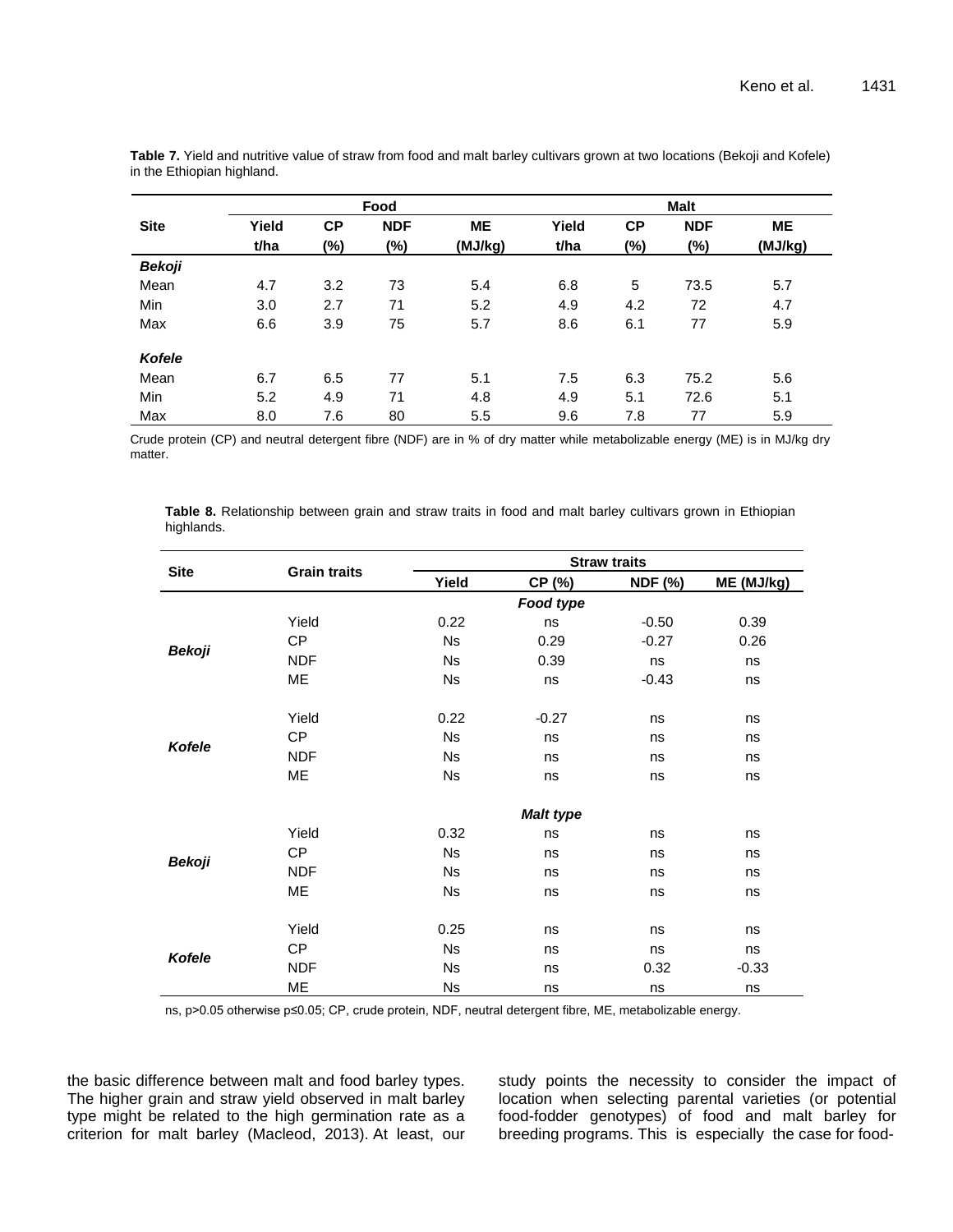**Table 7.** Yield and nutritive value of straw from food and malt barley cultivars grown at two locations (Bekoji and Kofele) in the Ethiopian highland.

| Site | Food | | | | Malt | | | |
|---|---|---|---|---|---|---|---|---|
| | Yield t/ha | CP (%) | NDF (%) | ME (MJ/kg) | Yield t/ha | CP (%) | NDF (%) | ME (MJ/kg) |
| ***Bekoji*** | | | | | | | | |
| Mean | 4.7 | 3.2 | 73 | 5.4 | 6.8 | 5 | 73.5 | 5.7 |
| Min | 3.0 | 2.7 | 71 | 5.2 | 4.9 | 4.2 | 72 | 4.7 |
| Max | 6.6 | 3.9 | 75 | 5.7 | 8.6 | 6.1 | 77 | 5.9 |
| ***Kofele*** | | | | | | | | |
| Mean | 6.7 | 6.5 | 77 | 5.1 | 7.5 | 6.3 | 75.2 | 5.6 |
| Min | 5.2 | 4.9 | 71 | 4.8 | 4.9 | 5.1 | 72.6 | 5.1 |
| Max | 8.0 | 7.6 | 80 | 5.5 | 9.6 | 7.8 | 77 | 5.9 |

Crude protein (CP) and neutral detergent fibre (NDF) are in % of dry matter while metabolizable energy (ME) is in MJ/kg dry matter.

**Table 8.** Relationship between grain and straw traits in food and malt barley cultivars grown in Ethiopian highlands.

| Site | Grain traits | Straw traits | | | |
|---|---|---|---|---|---|
| | | Yield | CP (%) | NDF (%) | ME (MJ/kg) |
| | | ***Food type*** | | | |
| ***Bekoji*** | Yield | 0.22 | ns | -0.50 | 0.39 |
| | CP | Ns | 0.29 | -0.27 | 0.26 |
| | NDF | Ns | 0.39 | ns | ns |
| | ME | Ns | ns | -0.43 | ns |
| ***Kofele*** | Yield | 0.22 | -0.27 | ns | ns |
| | CP | Ns | ns | ns | ns |
| | NDF | Ns | ns | ns | ns |
| | ME | Ns | ns | ns | ns |
| | | ***Malt type*** | | | |
| ***Bekoji*** | Yield | 0.32 | ns | ns | ns |
| | CP | Ns | ns | ns | ns |
| | NDF | Ns | ns | ns | ns |
| | ME | Ns | ns | ns | ns |
| ***Kofele*** | Yield | 0.25 | ns | ns | ns |
| | CP | Ns | ns | ns | ns |
| | NDF | Ns | ns | 0.32 | -0.33 |
| | ME | Ns | ns | ns | ns |

ns, $p>0.05$ otherwise $p\leq0.05$; CP, crude protein, NDF, neutral detergent fibre, ME, metabolizable energy.

the basic difference between malt and food barley types. The higher grain and straw yield observed in malt barley type might be related to the high germination rate as a criterion for malt barley (Macleod, 2013). At least, our study points the necessity to consider the impact of location when selecting parental varieties (or potential food-fodder genotypes) of food and malt barley for breeding programs. This is especially the case for food-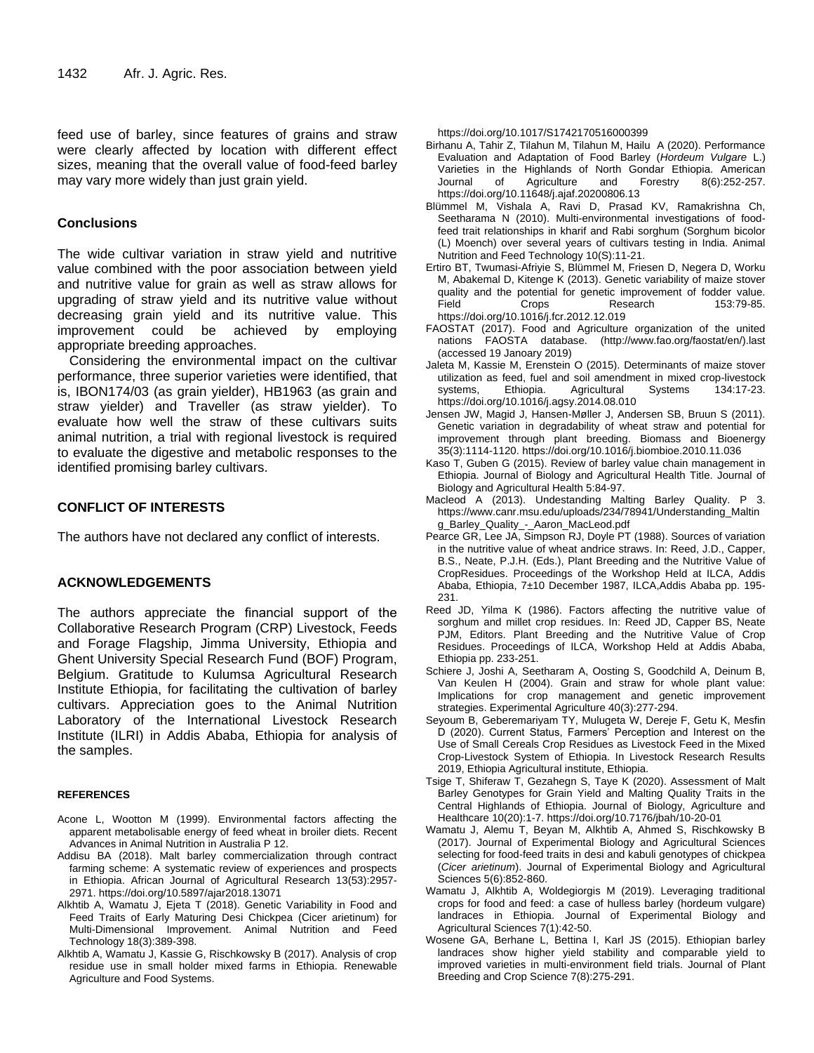feed use of barley, since features of grains and straw were clearly affected by location with different effect sizes, meaning that the overall value of food-feed barley may vary more widely than just grain yield.

## Conclusions

The wide cultivar variation in straw yield and nutritive value combined with the poor association between yield and nutritive value for grain as well as straw allows for upgrading of straw yield and its nutritive value without decreasing grain yield and its nutritive value. This improvement could be achieved by employing appropriate breeding approaches.

Considering the environmental impact on the cultivar performance, three superior varieties were identified, that is, IBON174/03 (as grain yielder), HB1963 (as grain and straw yielder) and Traveller (as straw yielder). To evaluate how well the straw of these cultivars suits animal nutrition, a trial with regional livestock is required to evaluate the digestive and metabolic responses to the identified promising barley cultivars.

## CONFLICT OF INTERESTS

The authors have not declared any conflict of interests.

## ACKNOWLEDGEMENTS

The authors appreciate the financial support of the Collaborative Research Program (CRP) Livestock, Feeds and Forage Flagship, Jimma University, Ethiopia and Ghent University Special Research Fund (BOF) Program, Belgium. Gratitude to Kulumsa Agricultural Research Institute Ethiopia, for facilitating the cultivation of barley cultivars. Appreciation goes to the Animal Nutrition Laboratory of the International Livestock Research Institute (ILRI) in Addis Ababa, Ethiopia for analysis of the samples.

## REFERENCES

Acone L, Wootton M (1999). Environmental factors affecting the apparent metabolisable energy of feed wheat in broiler diets. Recent Advances in Animal Nutrition in Australia P 12.

Addisu BA (2018). Malt barley commercialization through contract farming scheme: A systematic review of experiences and prospects in Ethiopia. African Journal of Agricultural Research 13(53):2957-2971. https://doi.org/10.5897/ajar2018.13071

Alkhtib A, Wamatu J, Ejeta T (2018). Genetic Variability in Food and Feed Traits of Early Maturing Desi Chickpea (Cicer arietinum) for Multi-Dimensional Improvement. Animal Nutrition and Feed Technology 18(3):389-398.

Alkhtib A, Wamatu J, Kassie G, Rischkowsky B (2017). Analysis of crop residue use in small holder mixed farms in Ethiopia. Renewable Agriculture and Food Systems. https://doi.org/10.1017/S1742170516000399

Birhanu A, Tahir Z, Tilahun M, Tilahun M, Hailu A (2020). Performance Evaluation and Adaptation of Food Barley (*Hordeum Vulgare* L.) Varieties in the Highlands of North Gondar Ethiopia. American Journal of Agriculture and Forestry 8(6):252-257. https://doi.org/10.11648/j.ajaf.20200806.13

Blümmel M, Vishala A, Ravi D, Prasad KV, Ramakrishna Ch, Seetharama N (2010). Multi-environmental investigations of food-feed trait relationships in kharif and Rabi sorghum (Sorghum bicolor (L) Moench) over several years of cultivars testing in India. Animal Nutrition and Feed Technology 10(S):11-21.

Ertiro BT, Twumasi-Afriyie S, Blümmel M, Friesen D, Negera D, Worku M, Abakemal D, Kitenge K (2013). Genetic variability of maize stover quality and the potential for genetic improvement of fodder value. Field Crops Research 153:79-85. https://doi.org/10.1016/j.fcr.2012.12.019

FAOSTAT (2017). Food and Agriculture organization of the united nations FAOSTA database. (http://www.fao.org/faostat/en/).last (accessed 19 Janoary 2019)

Jaleta M, Kassie M, Erenstein O (2015). Determinants of maize stover utilization as feed, fuel and soil amendment in mixed crop-livestock systems, Ethiopia. Agricultural Systems 134:17-23. https://doi.org/10.1016/j.agsy.2014.08.010

Jensen JW, Magid J, Hansen-Møller J, Andersen SB, Bruun S (2011). Genetic variation in degradability of wheat straw and potential for improvement through plant breeding. Biomass and Bioenergy 35(3):1114-1120. https://doi.org/10.1016/j.biombioe.2010.11.036

Kaso T, Guben G (2015). Review of barley value chain management in Ethiopia. Journal of Biology and Agricultural Health Title. Journal of Biology and Agricultural Health 5:84-97.

Macleod A (2013). Undestanding Malting Barley Quality. P 3. https://www.canr.msu.edu/uploads/234/78941/Understanding_Malting_Barley_Quality_-_Aaron_MacLeod.pdf

Pearce GR, Lee JA, Simpson RJ, Doyle PT (1988). Sources of variation in the nutritive value of wheat andrice straws. In: Reed, J.D., Capper, B.S., Neate, P.J.H. (Eds.), Plant Breeding and the Nutritive Value of CropResidues. Proceedings of the Workshop Held at ILCA, Addis Ababa, Ethiopia, 7±10 December 1987, ILCA,Addis Ababa pp. 195-231.

Reed JD, Yilma K (1986). Factors affecting the nutritive value of sorghum and millet crop residues. In: Reed JD, Capper BS, Neate PJM, Editors. Plant Breeding and the Nutritive Value of Crop Residues. Proceedings of ILCA, Workshop Held at Addis Ababa, Ethiopia pp. 233-251.

Schiere J, Joshi A, Seetharam A, Oosting S, Goodchild A, Deinum B, Van Keulen H (2004). Grain and straw for whole plant value: Implications for crop management and genetic improvement strategies. Experimental Agriculture 40(3):277-294.

Seyoum B, Geberemariyam TY, Mulugeta W, Dereje F, Getu K, Mesfin D (2020). Current Status, Farmers' Perception and Interest on the Use of Small Cereals Crop Residues as Livestock Feed in the Mixed Crop-Livestock System of Ethiopia. In Livestock Research Results 2019, Ethiopia Agricultural institute, Ethiopia.

Tsige T, Shiferaw T, Gezahegn S, Taye K (2020). Assessment of Malt Barley Genotypes for Grain Yield and Malting Quality Traits in the Central Highlands of Ethiopia. Journal of Biology, Agriculture and Healthcare 10(20):1-7. https://doi.org/10.7176/jbah/10-20-01

Wamatu J, Alemu T, Beyan M, Alkhtib A, Ahmed S, Rischkowsky B (2017). Journal of Experimental Biology and Agricultural Sciences selecting for food-feed traits in desi and kabuli genotypes of chickpea (*Cicer arietinum*). Journal of Experimental Biology and Agricultural Sciences 5(6):852-860.

Wamatu J, Alkhtib A, Woldegiorgis M (2019). Leveraging traditional crops for food and feed: a case of hulless barley (hordeum vulgare) landraces in Ethiopia. Journal of Experimental Biology and Agricultural Sciences 7(1):42-50.

Wosene GA, Berhane L, Bettina I, Karl JS (2015). Ethiopian barley landraces show higher yield stability and comparable yield to improved varieties in multi-environment field trials. Journal of Plant Breeding and Crop Science 7(8):275-291.